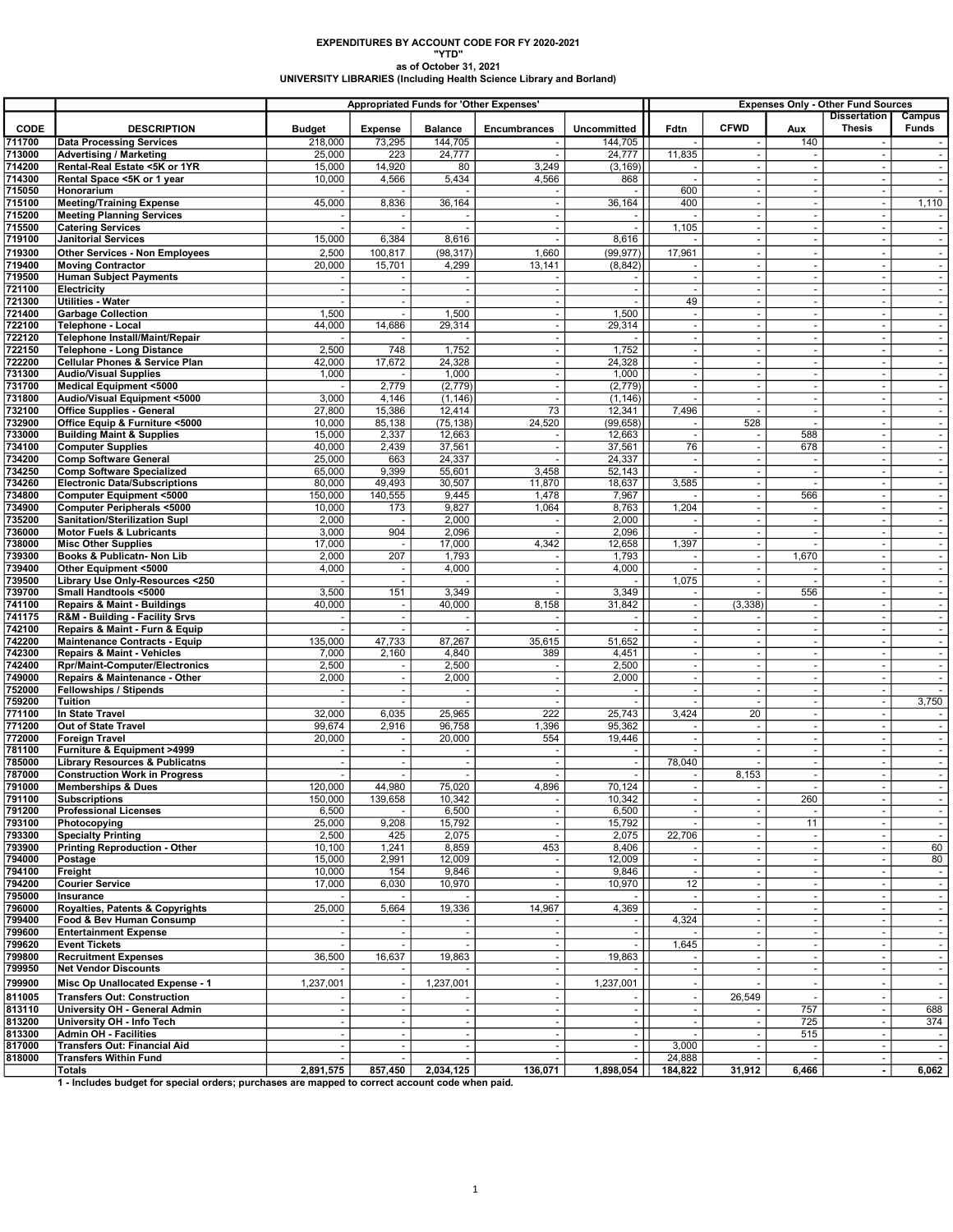# EXPENDITURES BY ACCOUNT CODE FOR FY 2020-2021

**"YTD"**

**as of October 31, 2021**

**UNIVERSITY LIBRARIES (Including Health Science Library and Borland)**

| | | Appropriated Funds for 'Other Expenses' | | | | | Expenses Only - Other Fund Sources | | | | |
|---|---|---|---|---|---|---|---|---|---|---|---|
| CODE | DESCRIPTION | Budget | Expense | Balance | Encumbrances | Uncommitted | Fdtn | CFWD | Aux | Dissertation Thesis | Campus Funds |
| 711700 | Data Processing Services | 218,000 | 73,295 | 144,705 | - | 144,705 | - | - | 140 | - | - |
| 713000 | Advertising / Marketing | 25,000 | 223 | 24,777 | - | 24,777 | 11,835 | - | - | - | - |
| 714200 | Rental-Real Estate <5K or 1YR | 15,000 | 14,920 | 80 | 3,249 | (3,169) | - | - | - | - | - |
| 714300 | Rental Space <5K or 1 year | 10,000 | 4,566 | 5,434 | 4,566 | 868 | - | - | - | - | - |
| 715050 | Honorarium | - | - | - | - | - | 600 | - | - | - | - |
| 715100 | Meeting/Training Expense | 45,000 | 8,836 | 36,164 | - | 36,164 | 400 | - | - | - | 1,110 |
| 715200 | Meeting Planning Services | - | - | - | - | - | - | - | - | - | - |
| 715500 | Catering Services | - | - | - | - | - | 1,105 | - | - | - | - |
| 719100 | Janitorial Services | 15,000 | 6,384 | 8,616 | - | 8,616 | - | - | - | - | - |
| 719300 | Other Services - Non Employees | 2,500 | 100,817 | (98,317) | 1,660 | (99,977) | 17,961 | - | - | - | - |
| 719400 | Moving Contractor | 20,000 | 15,701 | 4,299 | 13,141 | (8,842) | - | - | - | - | - |
| 719500 | Human Subject Payments | - | - | - | - | - | - | - | - | - | - |
| 721100 | Electricity | - | - | - | - | - | - | - | - | - | - |
| 721300 | Utilities - Water | - | - | - | - | - | 49 | - | - | - | - |
| 721400 | Garbage Collection | 1,500 | - | 1,500 | - | 1,500 | - | - | - | - | - |
| 722100 | Telephone - Local | 44,000 | 14,686 | 29,314 | - | 29,314 | - | - | - | - | - |
| 722120 | Telephone Install/Maint/Repair | - | - | - | - | - | - | - | - | - | - |
| 722150 | Telephone - Long Distance | 2,500 | 748 | 1,752 | - | 1,752 | - | - | - | - | - |
| 722200 | Cellular Phones & Service Plan | 42,000 | 17,672 | 24,328 | - | 24,328 | - | - | - | - | - |
| 731300 | Audio/Visual Supplies | 1,000 | - | 1,000 | - | 1,000 | - | - | - | - | - |
| 731700 | Medical Equipment <5000 | - | 2,779 | (2,779) | - | (2,779) | - | - | - | - | - |
| 731800 | Audio/Visual Equipment <5000 | 3,000 | 4,146 | (1,146) | - | (1,146) | - | - | - | - | - |
| 732100 | Office Supplies - General | 27,800 | 15,386 | 12,414 | 73 | 12,341 | 7,496 | - | - | - | - |
| 732900 | Office Equip & Furniture <5000 | 10,000 | 85,138 | (75,138) | 24,520 | (99,658) | - | 528 | - | - | - |
| 733000 | Building Maint & Supplies | 15,000 | 2,337 | 12,663 | - | 12,663 | - | - | 588 | - | - |
| 734100 | Computer Supplies | 40,000 | 2,439 | 37,561 | - | 37,561 | 76 | - | 678 | - | - |
| 734200 | Comp Software General | 25,000 | 663 | 24,337 | - | 24,337 | - | - | - | - | - |
| 734250 | Comp Software Specialized | 65,000 | 9,399 | 55,601 | 3,458 | 52,143 | - | - | - | - | - |
| 734260 | Electronic Data/Subscriptions | 80,000 | 49,493 | 30,507 | 11,870 | 18,637 | 3,585 | - | - | - | - |
| 734800 | Computer Equipment <5000 | 150,000 | 140,555 | 9,445 | 1,478 | 7,967 | - | - | 566 | - | - |
| 734900 | Computer Peripherals <5000 | 10,000 | 173 | 9,827 | 1,064 | 8,763 | 1,204 | - | - | - | - |
| 735200 | Sanitation/Sterilization Supl | 2,000 | - | 2,000 | - | 2,000 | - | - | - | - | - |
| 736000 | Motor Fuels & Lubricants | 3,000 | 904 | 2,096 | - | 2,096 | - | - | - | - | - |
| 738000 | Misc Other Supplies | 17,000 | - | 17,000 | 4,342 | 12,658 | 1,397 | - | - | - | - |
| 739300 | Books & Publicatn- Non Lib | 2,000 | 207 | 1,793 | - | 1,793 | - | - | 1,670 | - | - |
| 739400 | Other Equipment <5000 | 4,000 | - | 4,000 | - | 4,000 | - | - | - | - | - |
| 739500 | Library Use Only-Resources <250 | - | - | - | - | - | 1,075 | - | - | - | - |
| 739700 | Small Handtools <5000 | 3,500 | 151 | 3,349 | - | 3,349 | - | - | 556 | - | - |
| 741100 | Repairs & Maint - Buildings | 40,000 | - | 40,000 | 8,158 | 31,842 | - | (3,338) | - | - | - |
| 741175 | R&M - Building - Facility Srvs | - | - | - | - | - | - | - | - | - | - |
| 742100 | Repairs & Maint - Furn & Equip | - | - | - | - | - | - | - | - | - | - |
| 742200 | Maintenance Contracts - Equip | 135,000 | 47,733 | 87,267 | 35,615 | 51,652 | - | - | - | - | - |
| 742300 | Repairs & Maint - Vehicles | 7,000 | 2,160 | 4,840 | 389 | 4,451 | - | - | - | - | - |
| 742400 | Rpr/Maint-Computer/Electronics | 2,500 | - | 2,500 | - | 2,500 | - | - | - | - | - |
| 749000 | Repairs & Maintenance - Other | 2,000 | - | 2,000 | - | 2,000 | - | - | - | - | - |
| 752000 | Fellowships / Stipends | - | - | - | - | - | - | - | - | - | - |
| 759200 | Tuition | - | - | - | - | - | - | - | - | - | 3,750 |
| 771100 | In State Travel | 32,000 | 6,035 | 25,965 | 222 | 25,743 | 3,424 | 20 | - | - | - |
| 771200 | Out of State Travel | 99,674 | 2,916 | 96,758 | 1,396 | 95,362 | - | - | - | - | - |
| 772000 | Foreign Travel | 20,000 | - | 20,000 | 554 | 19,446 | - | - | - | - | - |
| 781100 | Furniture & Equipment >4999 | - | - | - | - | - | - | - | - | - | - |
| 785000 | Library Resources & Publicatns | - | - | - | - | - | 78,040 | - | - | - | - |
| 787000 | Construction Work in Progress | - | - | - | - | - | - | 8,153 | - | - | - |
| 791000 | Memberships & Dues | 120,000 | 44,980 | 75,020 | 4,896 | 70,124 | - | - | - | - | - |
| 791100 | Subscriptions | 150,000 | 139,658 | 10,342 | - | 10,342 | - | - | 260 | - | - |
| 791200 | Professional Licenses | 6,500 | - | 6,500 | - | 6,500 | - | - | - | - | - |
| 793100 | Photocopying | 25,000 | 9,208 | 15,792 | - | 15,792 | - | - | 11 | - | - |
| 793300 | Specialty Printing | 2,500 | 425 | 2,075 | - | 2,075 | 22,706 | - | - | - | - |
| 793900 | Printing Reproduction - Other | 10,100 | 1,241 | 8,859 | 453 | 8,406 | - | - | - | - | 60 |
| 794000 | Postage | 15,000 | 2,991 | 12,009 | - | 12,009 | - | - | - | - | 80 |
| 794100 | Freight | 10,000 | 154 | 9,846 | - | 9,846 | - | - | - | - | - |
| 794200 | Courier Service | 17,000 | 6,030 | 10,970 | - | 10,970 | 12 | - | - | - | - |
| 795000 | Insurance | - | - | - | - | - | - | - | - | - | - |
| 796000 | Royalties, Patents & Copyrights | 25,000 | 5,664 | 19,336 | 14,967 | 4,369 | - | - | - | - | - |
| 799400 | Food & Bev Human Consump | - | - | - | - | - | 4,324 | - | - | - | - |
| 799600 | Entertainment Expense | - | - | - | - | - | - | - | - | - | - |
| 799620 | Event Tickets | - | - | - | - | - | 1,645 | - | - | - | - |
| 799800 | Recruitment Expenses | 36,500 | 16,637 | 19,863 | - | 19,863 | - | - | - | - | - |
| 799950 | Net Vendor Discounts | - | - | - | - | - | - | - | - | - | - |
| 799900 | Misc Op Unallocated Expense - 1 | 1,237,001 | - | 1,237,001 | - | 1,237,001 | - | - | - | - | - |
| 811005 | Transfers Out: Construction | - | - | - | - | - | - | 26,549 | - | - | - |
| 813110 | University OH - General Admin | - | - | - | - | - | - | - | 757 | - | 688 |
| 813200 | University OH - Info Tech | - | - | - | - | - | - | - | 725 | - | 374 |
| 813300 | Admin OH - Facilities | - | - | - | - | - | - | - | 515 | - | - |
| 817000 | Transfers Out: Financial Aid | - | - | - | - | - | 3,000 | - | - | - | - |
| 818000 | Transfers Within Fund | - | - | - | - | - | 24,888 | - | - | - | - |
| | **Totals** | **2,891,575** | **857,450** | **2,034,125** | **136,071** | **1,898,054** | **184,822** | **31,912** | **6,466** | **-** | **6,062** |

1 - Includes budget for special orders; purchases are mapped to correct account code when paid.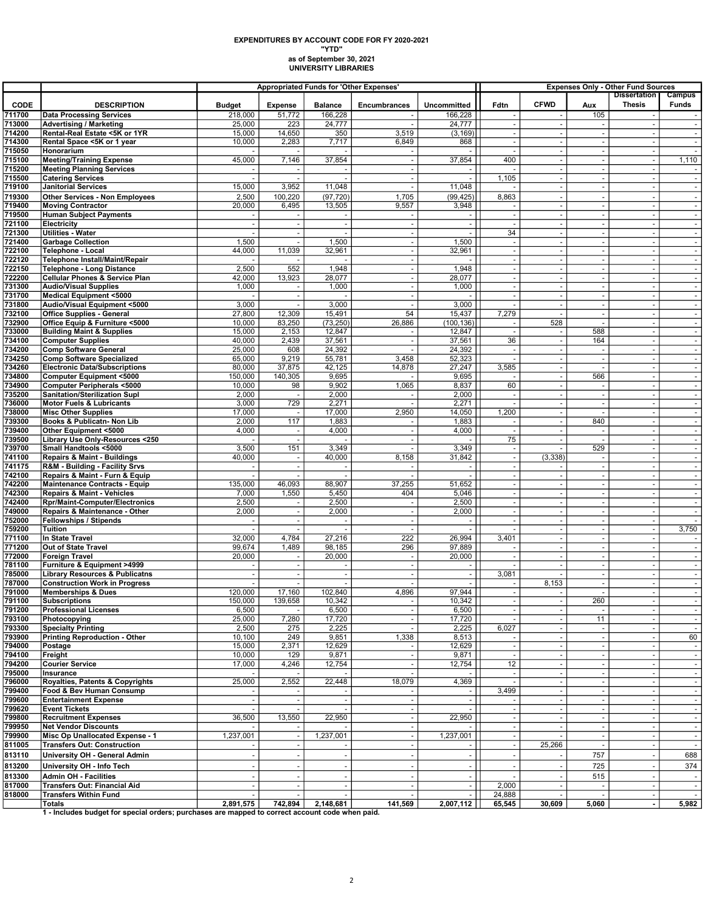# EXPENDITURES BY ACCOUNT CODE FOR FY 2020-2021

## "YTD"

### as of September 30, 2021

### UNIVERSITY LIBRARIES

| | | Appropriated Funds for 'Other Expenses' | | | | | Expenses Only - Other Fund Sources | | | | |
|---|---|---|---|---|---|---|---|---|---|---|---|
| **CODE** | **DESCRIPTION** | **Budget** | **Expense** | **Balance** | **Encumbrances** | **Uncommitted** | **Fdtn** | **CFWD** | **Aux** | **Dissertation Thesis** | **Campus Funds** |
| 711700 | Data Processing Services | 218,000 | 51,772 | 166,228 | - | 166,228 | - | - | 105 | - | - |
| 713000 | Advertising / Marketing | 25,000 | 223 | 24,777 | - | 24,777 | - | - | - | - | - |
| 714200 | Rental-Real Estate <5K or 1YR | 15,000 | 14,650 | 350 | 3,519 | (3,169) | - | - | - | - | - |
| 714300 | Rental Space <5K or 1 year | 10,000 | 2,283 | 7,717 | 6,849 | 868 | - | - | - | - | - |
| 715050 | Honorarium | - | - | - | - | - | - | - | - | - | - |
| 715100 | Meeting/Training Expense | 45,000 | 7,146 | 37,854 | - | 37,854 | 400 | - | - | - | 1,110 |
| 715200 | Meeting Planning Services | - | - | - | - | - | - | - | - | - | - |
| 715500 | Catering Services | - | - | - | - | - | 1,105 | - | - | - | - |
| 719100 | Janitorial Services | 15,000 | 3,952 | 11,048 | - | 11,048 | - | - | - | - | - |
| 719300 | Other Services - Non Employees | 2,500 | 100,220 | (97,720) | 1,705 | (99,425) | 8,863 | - | - | - | - |
| 719400 | Moving Contractor | 20,000 | 6,495 | 13,505 | 9,557 | 3,948 | - | - | - | - | - |
| 719500 | Human Subject Payments | - | - | - | - | - | - | - | - | - | - |
| 721100 | Electricity | - | - | - | - | - | - | - | - | - | - |
| 721300 | Utilities - Water | - | - | - | - | - | 34 | - | - | - | - |
| 721400 | Garbage Collection | 1,500 | - | 1,500 | - | 1,500 | - | - | - | - | - |
| 722100 | Telephone - Local | 44,000 | 11,039 | 32,961 | - | 32,961 | - | - | - | - | - |
| 722120 | Telephone Install/Maint/Repair | - | - | - | - | - | - | - | - | - | - |
| 722150 | Telephone - Long Distance | 2,500 | 552 | 1,948 | - | 1,948 | - | - | - | - | - |
| 722200 | Cellular Phones & Service Plan | 42,000 | 13,923 | 28,077 | - | 28,077 | - | - | - | - | - |
| 731300 | Audio/Visual Supplies | 1,000 | - | 1,000 | - | 1,000 | - | - | - | - | - |
| 731700 | Medical Equipment <5000 | - | - | - | - | - | - | - | - | - | - |
| 731800 | Audio/Visual Equipment <5000 | 3,000 | - | 3,000 | - | 3,000 | - | - | - | - | - |
| 732100 | Office Supplies - General | 27,800 | 12,309 | 15,491 | 54 | 15,437 | 7,279 | - | - | - | - |
| 732900 | Office Equip & Furniture <5000 | 10,000 | 83,250 | (73,250) | 26,886 | (100,136) | - | 528 | - | - | - |
| 733000 | Building Maint & Supplies | 15,000 | 2,153 | 12,847 | - | 12,847 | - | - | 588 | - | - |
| 734100 | Computer Supplies | 40,000 | 2,439 | 37,561 | - | 37,561 | 36 | - | 164 | - | - |
| 734200 | Comp Software General | 25,000 | 608 | 24,392 | - | 24,392 | - | - | - | - | - |
| 734250 | Comp Software Specialized | 65,000 | 9,219 | 55,781 | 3,458 | 52,323 | - | - | - | - | - |
| 734260 | Electronic Data/Subscriptions | 80,000 | 37,875 | 42,125 | 14,878 | 27,247 | 3,585 | - | - | - | - |
| 734800 | Computer Equipment <5000 | 150,000 | 140,305 | 9,695 | - | 9,695 | - | - | 566 | - | - |
| 734900 | Computer Peripherals <5000 | 10,000 | 98 | 9,902 | 1,065 | 8,837 | 60 | - | - | - | - |
| 735200 | Sanitation/Sterilization Supl | 2,000 | - | 2,000 | - | 2,000 | - | - | - | - | - |
| 736000 | Motor Fuels & Lubricants | 3,000 | 729 | 2,271 | - | 2,271 | - | - | - | - | - |
| 738000 | Misc Other Supplies | 17,000 | - | 17,000 | 2,950 | 14,050 | 1,200 | - | - | - | - |
| 739300 | Books & Publicatn- Non Lib | 2,000 | 117 | 1,883 | - | 1,883 | - | - | 840 | - | - |
| 739400 | Other Equipment <5000 | 4,000 | - | 4,000 | - | 4,000 | - | - | - | - | - |
| 739500 | Library Use Only-Resources <250 | - | - | - | - | - | 75 | - | - | - | - |
| 739700 | Small Handtools <5000 | 3,500 | 151 | 3,349 | - | 3,349 | - | - | 529 | - | - |
| 741100 | Repairs & Maint - Buildings | 40,000 | - | 40,000 | 8,158 | 31,842 | - | (3,338) | - | - | - |
| 741175 | R&M - Building - Facility Srvs | - | - | - | - | - | - | - | - | - | - |
| 742100 | Repairs & Maint - Furn & Equip | - | - | - | - | - | - | - | - | - | - |
| 742200 | Maintenance Contracts - Equip | 135,000 | 46,093 | 88,907 | 37,255 | 51,652 | - | - | - | - | - |
| 742300 | Repairs & Maint - Vehicles | 7,000 | 1,550 | 5,450 | 404 | 5,046 | - | - | - | - | - |
| 742400 | Rpr/Maint-Computer/Electronics | 2,500 | - | 2,500 | - | 2,500 | - | - | - | - | - |
| 749000 | Repairs & Maintenance - Other | 2,000 | - | 2,000 | - | 2,000 | - | - | - | - | - |
| 752000 | Fellowships / Stipends | - | - | - | - | - | - | - | - | - | - |
| 759200 | Tuition | - | - | - | - | - | - | - | - | - | 3,750 |
| 771100 | In State Travel | 32,000 | 4,784 | 27,216 | 222 | 26,994 | 3,401 | - | - | - | - |
| 771200 | Out of State Travel | 99,674 | 1,489 | 98,185 | 296 | 97,889 | - | - | - | - | - |
| 772000 | Foreign Travel | 20,000 | - | 20,000 | - | 20,000 | - | - | - | - | - |
| 781100 | Furniture & Equipment >4999 | - | - | - | - | - | - | - | - | - | - |
| 785000 | Library Resources & Publicatns | - | - | - | - | - | 3,081 | - | - | - | - |
| 787000 | Construction Work in Progress | - | - | - | - | - | - | 8,153 | - | - | - |
| 791000 | Memberships & Dues | 120,000 | 17,160 | 102,840 | 4,896 | 97,944 | - | - | - | - | - |
| 791100 | Subscriptions | 150,000 | 139,658 | 10,342 | - | 10,342 | - | - | 260 | - | - |
| 791200 | Professional Licenses | 6,500 | - | 6,500 | - | 6,500 | - | - | - | - | - |
| 793100 | Photocopying | 25,000 | 7,280 | 17,720 | - | 17,720 | - | - | 11 | - | - |
| 793300 | Specialty Printing | 2,500 | 275 | 2,225 | - | 2,225 | 6,027 | - | - | - | - |
| 793900 | Printing Reproduction - Other | 10,100 | 249 | 9,851 | 1,338 | 8,513 | - | - | - | - | 60 |
| 794000 | Postage | 15,000 | 2,371 | 12,629 | - | 12,629 | - | - | - | - | - |
| 794100 | Freight | 10,000 | 129 | 9,871 | - | 9,871 | - | - | - | - | - |
| 794200 | Courier Service | 17,000 | 4,246 | 12,754 | - | 12,754 | 12 | - | - | - | - |
| 795000 | Insurance | - | - | - | - | - | - | - | - | - | - |
| 796000 | Royalties, Patents & Copyrights | 25,000 | 2,552 | 22,448 | 18,079 | 4,369 | - | - | - | - | - |
| 799400 | Food & Bev Human Consump | - | - | - | - | - | 3,499 | - | - | - | - |
| 799600 | Entertainment Expense | - | - | - | - | - | - | - | - | - | - |
| 799620 | Event Tickets | - | - | - | - | - | - | - | - | - | - |
| 799800 | Recruitment Expenses | 36,500 | 13,550 | 22,950 | - | 22,950 | - | - | - | - | - |
| 799950 | Net Vendor Discounts | - | - | - | - | - | - | - | - | - | - |
| 799900 | Misc Op Unallocated Expense - 1 | 1,237,001 | - | 1,237,001 | - | 1,237,001 | - | - | - | - | - |
| 811005 | Transfers Out: Construction | - | - | - | - | - | - | 25,266 | - | - | - |
| 813110 | University OH - General Admin | - | - | - | - | - | - | - | 757 | - | 688 |
| 813200 | University OH - Info Tech | - | - | - | - | - | - | - | 725 | - | 374 |
| 813300 | Admin OH - Facilities | - | - | - | - | - | - | - | 515 | - | - |
| 817000 | Transfers Out: Financial Aid | - | - | - | - | - | 2,000 | - | - | - | - |
| 818000 | Transfers Within Fund | - | - | - | - | - | 24,888 | - | - | - | - |
| | **Totals** | **2,891,575** | **742,894** | **2,148,681** | **141,569** | **2,007,112** | **65,545** | **30,609** | **5,060** | **-** | **5,982** |

**1 - Includes budget for special orders; purchases are mapped to correct account code when paid.**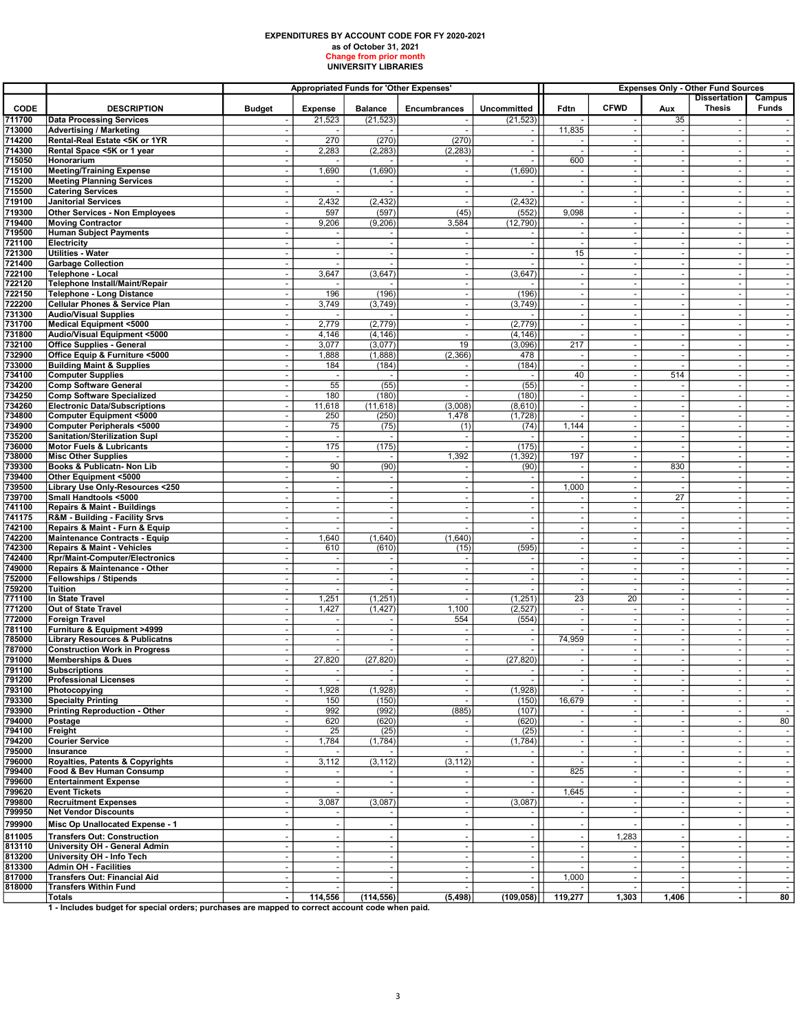**EXPENDITURES BY ACCOUNT CODE FOR FY 2020-2021**
**as of October 31, 2021**
**Change from prior month**
**UNIVERSITY LIBRARIES**

| | | Appropriated Funds for 'Other Expenses' | | | | | Expenses Only - Other Fund Sources | | | | |
|---|---|---|---|---|---|---|---|---|---|---|---|
| CODE | DESCRIPTION | Budget | Expense | Balance | Encumbrances | Uncommitted | Fdtn | CFWD | Aux | Dissertation Thesis | Campus Funds |
| 711700 | Data Processing Services | - | 21,523 | (21,523) | - | (21,523) | - | - | 35 | - | - |
| 713000 | Advertising / Marketing | - | - | - | - | - | 11,835 | - | - | - | - |
| 714200 | Rental-Real Estate <5K or 1YR | - | 270 | (270) | (270) | - | - | - | - | - | - |
| 714300 | Rental Space <5K or 1 year | - | 2,283 | (2,283) | (2,283) | - | - | - | - | - | - |
| 715050 | Honorarium | - | - | - | - | - | 600 | - | - | - | - |
| 715100 | Meeting/Training Expense | - | 1,690 | (1,690) | - | (1,690) | - | - | - | - | - |
| 715200 | Meeting Planning Services | - | - | - | - | - | - | - | - | - | - |
| 715500 | Catering Services | - | - | - | - | - | - | - | - | - | - |
| 719100 | Janitorial Services | - | 2,432 | (2,432) | - | (2,432) | - | - | - | - | - |
| 719300 | Other Services - Non Employees | - | 597 | (597) | (45) | (552) | 9,098 | - | - | - | - |
| 719400 | Moving Contractor | - | 9,206 | (9,206) | 3,584 | (12,790) | - | - | - | - | - |
| 719500 | Human Subject Payments | - | - | - | - | - | - | - | - | - | - |
| 721100 | Electricity | - | - | - | - | - | - | - | - | - | - |
| 721300 | Utilities - Water | - | - | - | - | - | 15 | - | - | - | - |
| 721400 | Garbage Collection | - | - | - | - | - | - | - | - | - | - |
| 722100 | Telephone - Local | - | 3,647 | (3,647) | - | (3,647) | - | - | - | - | - |
| 722120 | Telephone Install/Maint/Repair | - | - | - | - | - | - | - | - | - | - |
| 722150 | Telephone - Long Distance | - | 196 | (196) | - | (196) | - | - | - | - | - |
| 722200 | Cellular Phones & Service Plan | - | 3,749 | (3,749) | - | (3,749) | - | - | - | - | - |
| 731300 | Audio/Visual Supplies | - | - | - | - | - | - | - | - | - | - |
| 731700 | Medical Equipment <5000 | - | 2,779 | (2,779) | - | (2,779) | - | - | - | - | - |
| 731800 | Audio/Visual Equipment <5000 | - | 4,146 | (4,146) | - | (4,146) | - | - | - | - | - |
| 732100 | Office Supplies - General | - | 3,077 | (3,077) | 19 | (3,096) | 217 | - | - | - | - |
| 732900 | Office Equip & Furniture <5000 | - | 1,888 | (1,888) | (2,366) | 478 | - | - | - | - | - |
| 733000 | Building Maint & Supplies | - | 184 | (184) | - | (184) | - | - | - | - | - |
| 734100 | Computer Supplies | - | - | - | - | - | 40 | - | 514 | - | - |
| 734200 | Comp Software General | - | 55 | (55) | - | (55) | - | - | - | - | - |
| 734250 | Comp Software Specialized | - | 180 | (180) | - | (180) | - | - | - | - | - |
| 734260 | Electronic Data/Subscriptions | - | 11,618 | (11,618) | (3,008) | (8,610) | - | - | - | - | - |
| 734800 | Computer Equipment <5000 | - | 250 | (250) | 1,478 | (1,728) | - | - | - | - | - |
| 734900 | Computer Peripherals <5000 | - | 75 | (75) | (1) | (74) | 1,144 | - | - | - | - |
| 735200 | Sanitation/Sterilization Supl | - | - | - | - | - | - | - | - | - | - |
| 736000 | Motor Fuels & Lubricants | - | 175 | (175) | - | (175) | - | - | - | - | - |
| 738000 | Misc Other Supplies | - | - | - | 1,392 | (1,392) | 197 | - | - | - | - |
| 739300 | Books & Publicatn- Non Lib | - | 90 | (90) | - | (90) | - | - | 830 | - | - |
| 739400 | Other Equipment <5000 | - | - | - | - | - | - | - | - | - | - |
| 739500 | Library Use Only-Resources <250 | - | - | - | - | - | 1,000 | - | - | - | - |
| 739700 | Small Handtools <5000 | - | - | - | - | - | - | - | 27 | - | - |
| 741100 | Repairs & Maint - Buildings | - | - | - | - | - | - | - | - | - | - |
| 741175 | R&M - Building - Facility Srvs | - | - | - | - | - | - | - | - | - | - |
| 742100 | Repairs & Maint - Furn & Equip | - | - | - | - | - | - | - | - | - | - |
| 742200 | Maintenance Contracts - Equip | - | 1,640 | (1,640) | (1,640) | - | - | - | - | - | - |
| 742300 | Repairs & Maint - Vehicles | - | 610 | (610) | (15) | (595) | - | - | - | - | - |
| 742400 | Rpr/Maint-Computer/Electronics | - | - | - | - | - | - | - | - | - | - |
| 749000 | Repairs & Maintenance - Other | - | - | - | - | - | - | - | - | - | - |
| 752000 | Fellowships / Stipends | - | - | - | - | - | - | - | - | - | - |
| 759200 | Tuition | - | - | - | - | - | - | - | - | - | - |
| 771100 | In State Travel | - | 1,251 | (1,251) | - | (1,251) | 23 | 20 | - | - | - |
| 771200 | Out of State Travel | - | 1,427 | (1,427) | 1,100 | (2,527) | - | - | - | - | - |
| 772000 | Foreign Travel | - | - | - | 554 | (554) | - | - | - | - | - |
| 781100 | Furniture & Equipment >4999 | - | - | - | - | - | - | - | - | - | - |
| 785000 | Library Resources & Publicatns | - | - | - | - | - | 74,959 | - | - | - | - |
| 787000 | Construction Work in Progress | - | - | - | - | - | - | - | - | - | - |
| 791000 | Memberships & Dues | - | 27,820 | (27,820) | - | (27,820) | - | - | - | - | - |
| 791100 | Subscriptions | - | - | - | - | - | - | - | - | - | - |
| 791200 | Professional Licenses | - | - | - | - | - | - | - | - | - | - |
| 793100 | Photocopying | - | 1,928 | (1,928) | - | (1,928) | - | - | - | - | - |
| 793300 | Specialty Printing | - | 150 | (150) | - | (150) | 16,679 | - | - | - | - |
| 793900 | Printing Reproduction - Other | - | 992 | (992) | (885) | (107) | - | - | - | - | - |
| 794000 | Postage | - | 620 | (620) | - | (620) | - | - | - | - | 80 |
| 794100 | Freight | - | 25 | (25) | - | (25) | - | - | - | - | - |
| 794200 | Courier Service | - | 1,784 | (1,784) | - | (1,784) | - | - | - | - | - |
| 795000 | Insurance | - | - | - | - | - | - | - | - | - | - |
| 796000 | Royalties, Patents & Copyrights | - | 3,112 | (3,112) | (3,112) | - | - | - | - | - | - |
| 799400 | Food & Bev Human Consump | - | - | - | - | - | 825 | - | - | - | - |
| 799600 | Entertainment Expense | - | - | - | - | - | - | - | - | - | - |
| 799620 | Event Tickets | - | - | - | - | - | 1,645 | - | - | - | - |
| 799800 | Recruitment Expenses | - | 3,087 | (3,087) | - | (3,087) | - | - | - | - | - |
| 799950 | Net Vendor Discounts | - | - | - | - | - | - | - | - | - | - |
| 799900 | Misc Op Unallocated Expense - 1 | - | - | - | - | - | - | - | - | - | - |
| 811005 | Transfers Out: Construction | - | - | - | - | - | - | 1,283 | - | - | - |
| 813110 | University OH - General Admin | - | - | - | - | - | - | - | - | - | - |
| 813200 | University OH - Info Tech | - | - | - | - | - | - | - | - | - | - |
| 813300 | Admin OH - Facilities | - | - | - | - | - | - | - | - | - | - |
| 817000 | Transfers Out: Financial Aid | - | - | - | - | - | 1,000 | - | - | - | - |
| 818000 | Transfers Within Fund | - | - | - | - | - | - | - | - | - | - |
| | Totals | - | 114,556 | (114,556) | (5,498) | (109,058) | 119,277 | 1,303 | 1,406 | - | 80 |

1 - Includes budget for special orders; purchases are mapped to correct account code when paid.